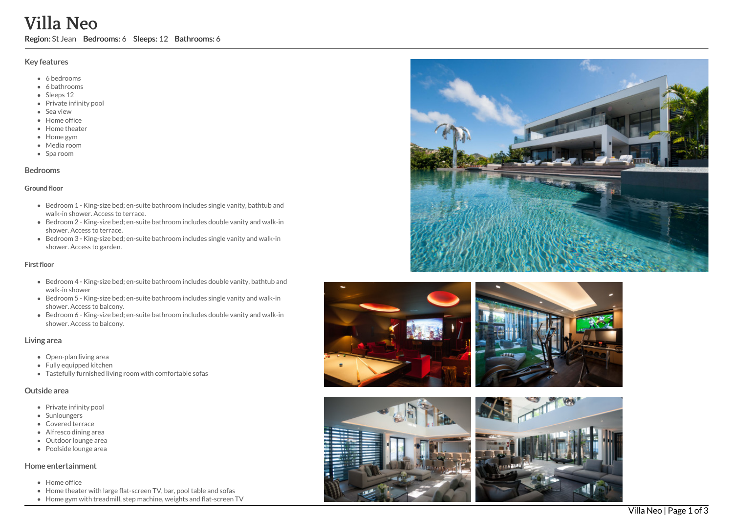# Villa Neo

**Region:** St Jean **Bedrooms:** 6 **Sleeps:** 12 **Bathrooms:** 6

## Key features

- 6 bedrooms
- 6 bathrooms
- Sleeps 12
- Private infinity pool
- Sea view
- Home office
- Home theater
- Home gym
- Media room
- Spa room

## Bedrooms

### Ground floor

- Bedroom 1 - King-size bed; en-suite bathroom includes single vanity, bathtub and walk-in shower. Access to terrace.
- Bedroom 2 - King-size bed; en-suite bathroom includes double vanity and walk-in shower. Access to terrace.
- Bedroom 3 - King-size bed; en-suite bathroom includes single vanity and walk-in shower. Access to garden.

### First floor

- Bedroom 4 - King-size bed; en-suite bathroom includes double vanity, bathtub and walk-in shower
- Bedroom 5 - King-size bed; en-suite bathroom includes single vanity and walk-in shower. Access to balcony.
- Bedroom 6 - King-size bed; en-suite bathroom includes double vanity and walk-in shower. Access to balcony.

## Living area

- Open-plan living area
- Fully equipped kitchen
- Tastefully furnished living room with comfortable sofas

## Outside area

- Private infinity pool
- Sunloungers
- Covered terrace
- Alfresco dining area
- Outdoor lounge area
- Poolside lounge area

## Home entertainment

- Home office
- Home theater with large flat-screen TV, bar, pool table and sofas
- Home gym with treadmill, step machine, weights and flat-screen TV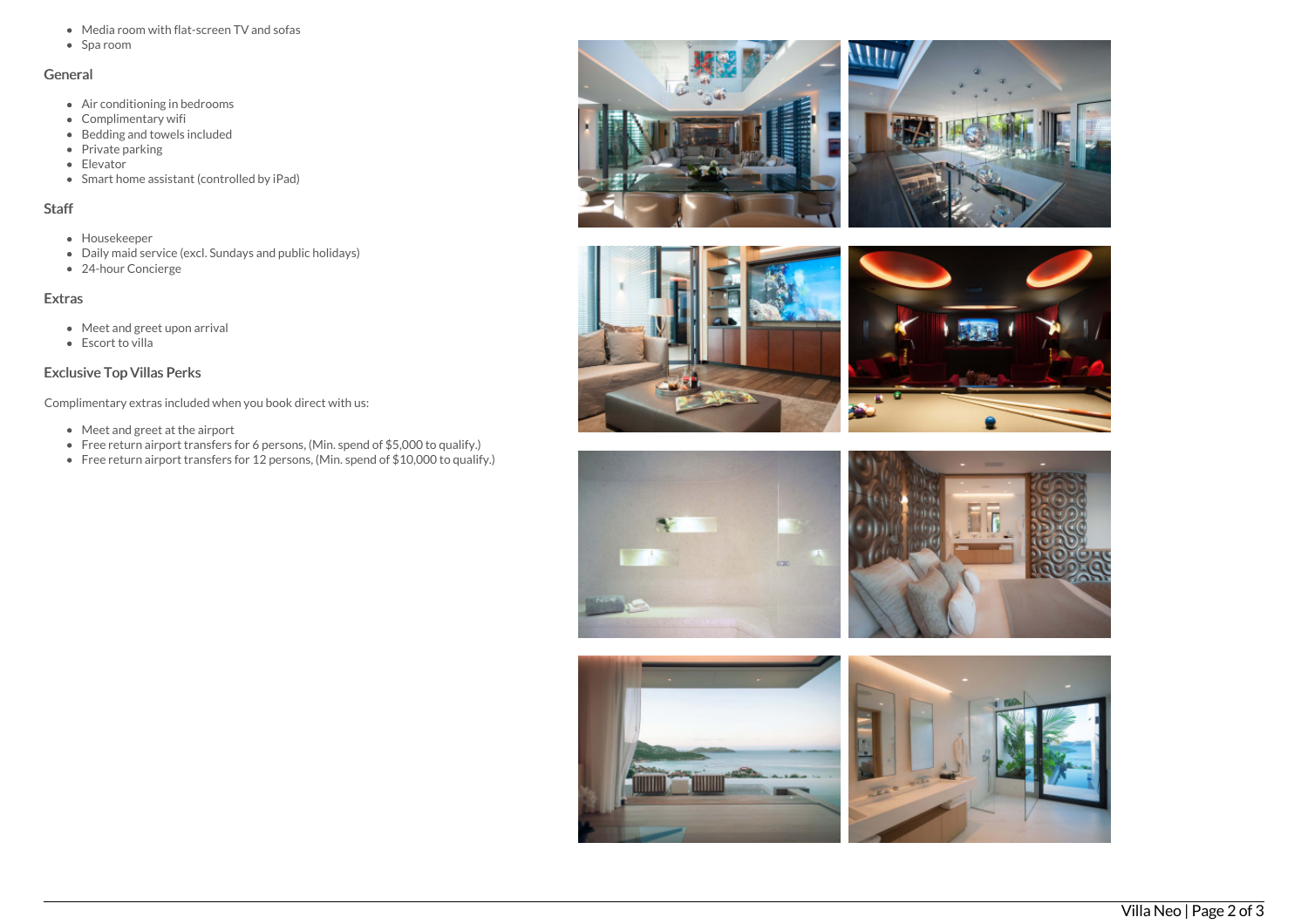- Media room with flat-screen TV and sofas
- Spa room

## General

- Air conditioning in bedrooms
- Complimentary wifi
- Bedding and towels included
- Private parking
- Elevator
- Smart home assistant (controlled by iPad)

## Staff

- Housekeeper
- Daily maid service (excl. Sundays and public holidays)
- 24-hour Concierge

## Extras

- Meet and greet upon arrival
- Escort to villa

## Exclusive Top Villas Perks

Complimentary extras included when you book direct with us:

- Meet and greet at the airport
- Free return airport transfers for 6 persons, (Min. spend of $5,000 to qualify.)
- Free return airport transfers for 12 persons, (Min. spend of $10,000 to qualify.)